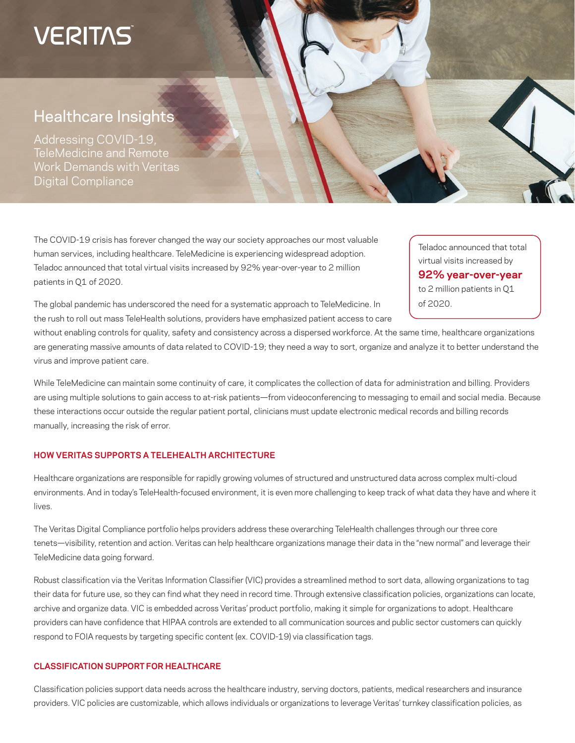VERITAS

# Healthcare Insights

## Addressing COVID-19, TeleMedicine and Remote Work Demands with Veritas Digital Compliance

The COVID-19 crisis has forever changed the way our society approaches our most valuable human services, including healthcare. TeleMedicine is experiencing widespread adoption. Teladoc announced that total virtual visits increased by 92% year-over-year to 2 million patients in Q1 of 2020.

> Teladoc announced that total virtual visits increased by **92% year-over-year** to 2 million patients in Q1 of 2020.

The global pandemic has underscored the need for a systematic approach to TeleMedicine. In the rush to roll out mass TeleHealth solutions, providers have emphasized patient access to care without enabling controls for quality, safety and consistency across a dispersed workforce. At the same time, healthcare organizations are generating massive amounts of data related to COVID-19; they need a way to sort, organize and analyze it to better understand the virus and improve patient care.

While TeleMedicine can maintain some continuity of care, it complicates the collection of data for administration and billing. Providers are using multiple solutions to gain access to at-risk patients—from videoconferencing to messaging to email and social media. Because these interactions occur outside the regular patient portal, clinicians must update electronic medical records and billing records manually, increasing the risk of error.

### HOW VERITAS SUPPORTS A TELEHEALTH ARCHITECTURE

Healthcare organizations are responsible for rapidly growing volumes of structured and unstructured data across complex multi-cloud environments. And in today's TeleHealth-focused environment, it is even more challenging to keep track of what data they have and where it lives.

The Veritas Digital Compliance portfolio helps providers address these overarching TeleHealth challenges through our three core tenets—visibility, retention and action. Veritas can help healthcare organizations manage their data in the "new normal" and leverage their TeleMedicine data going forward.

Robust classification via the Veritas Information Classifier (VIC) provides a streamlined method to sort data, allowing organizations to tag their data for future use, so they can find what they need in record time. Through extensive classification policies, organizations can locate, archive and organize data. VIC is embedded across Veritas' product portfolio, making it simple for organizations to adopt. Healthcare providers can have confidence that HIPAA controls are extended to all communication sources and public sector customers can quickly respond to FOIA requests by targeting specific content (ex. COVID-19) via classification tags.

### CLASSIFICATION SUPPORT FOR HEALTHCARE

Classification policies support data needs across the healthcare industry, serving doctors, patients, medical researchers and insurance providers. VIC policies are customizable, which allows individuals or organizations to leverage Veritas' turnkey classification policies, as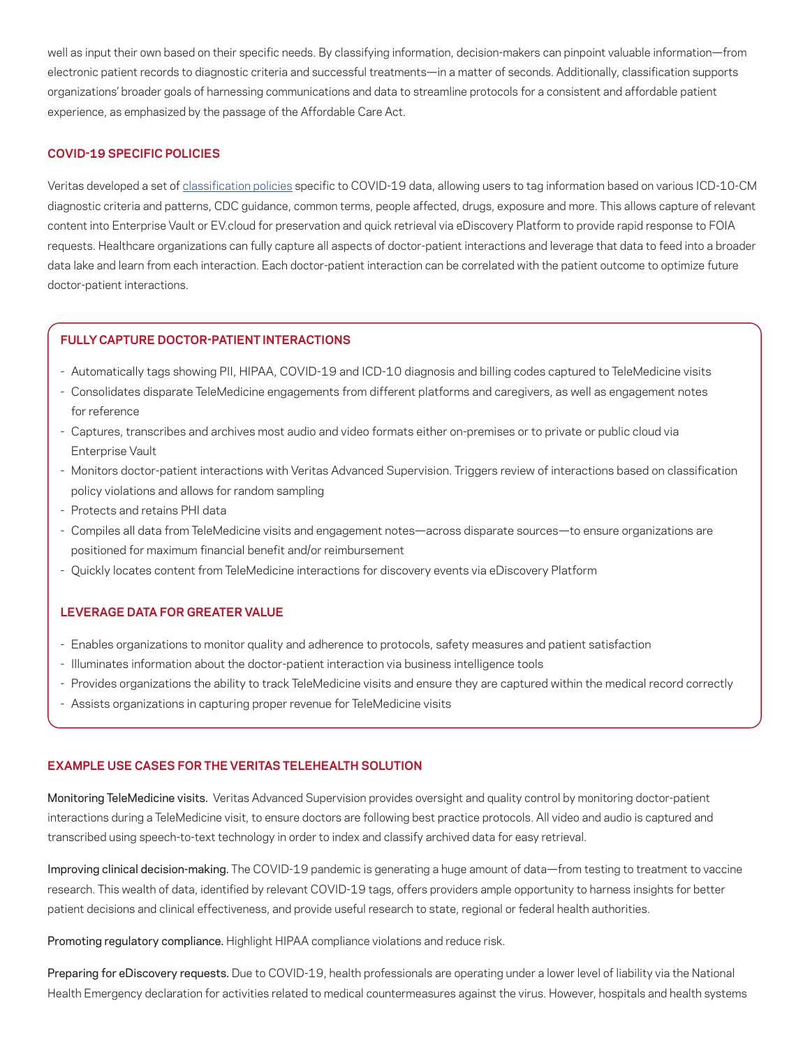well as input their own based on their specific needs. By classifying information, decision-makers can pinpoint valuable information—from electronic patient records to diagnostic criteria and successful treatments—in a matter of seconds. Additionally, classification supports organizations' broader goals of harnessing communications and data to streamline protocols for a consistent and affordable patient experience, as emphasized by the passage of the Affordable Care Act.

### COVID-19 SPECIFIC POLICIES

Veritas developed a set of classification policies specific to COVID-19 data, allowing users to tag information based on various ICD-10-CM diagnostic criteria and patterns, CDC guidance, common terms, people affected, drugs, exposure and more. This allows capture of relevant content into Enterprise Vault or EV.cloud for preservation and quick retrieval via eDiscovery Platform to provide rapid response to FOIA requests. Healthcare organizations can fully capture all aspects of doctor-patient interactions and leverage that data to feed into a broader data lake and learn from each interaction. Each doctor-patient interaction can be correlated with the patient outcome to optimize future doctor-patient interactions.

### FULLY CAPTURE DOCTOR-PATIENT INTERACTIONS

- Automatically tags showing PII, HIPAA, COVID-19 and ICD-10 diagnosis and billing codes captured to TeleMedicine visits
- Consolidates disparate TeleMedicine engagements from different platforms and caregivers, as well as engagement notes for reference
- Captures, transcribes and archives most audio and video formats either on-premises or to private or public cloud via Enterprise Vault
- Monitors doctor-patient interactions with Veritas Advanced Supervision. Triggers review of interactions based on classification policy violations and allows for random sampling
- Protects and retains PHI data
- Compiles all data from TeleMedicine visits and engagement notes—across disparate sources—to ensure organizations are positioned for maximum financial benefit and/or reimbursement
- Quickly locates content from TeleMedicine interactions for discovery events via eDiscovery Platform

### LEVERAGE DATA FOR GREATER VALUE

- Enables organizations to monitor quality and adherence to protocols, safety measures and patient satisfaction
- Illuminates information about the doctor-patient interaction via business intelligence tools
- Provides organizations the ability to track TeleMedicine visits and ensure they are captured within the medical record correctly
- Assists organizations in capturing proper revenue for TeleMedicine visits

### EXAMPLE USE CASES FOR THE VERITAS TELEHEALTH SOLUTION

**Monitoring TeleMedicine visits.** Veritas Advanced Supervision provides oversight and quality control by monitoring doctor-patient interactions during a TeleMedicine visit, to ensure doctors are following best practice protocols. All video and audio is captured and transcribed using speech-to-text technology in order to index and classify archived data for easy retrieval.

**Improving clinical decision-making.** The COVID-19 pandemic is generating a huge amount of data—from testing to treatment to vaccine research. This wealth of data, identified by relevant COVID-19 tags, offers providers ample opportunity to harness insights for better patient decisions and clinical effectiveness, and provide useful research to state, regional or federal health authorities.

**Promoting regulatory compliance.** Highlight HIPAA compliance violations and reduce risk.

**Preparing for eDiscovery requests.** Due to COVID-19, health professionals are operating under a lower level of liability via the National Health Emergency declaration for activities related to medical countermeasures against the virus. However, hospitals and health systems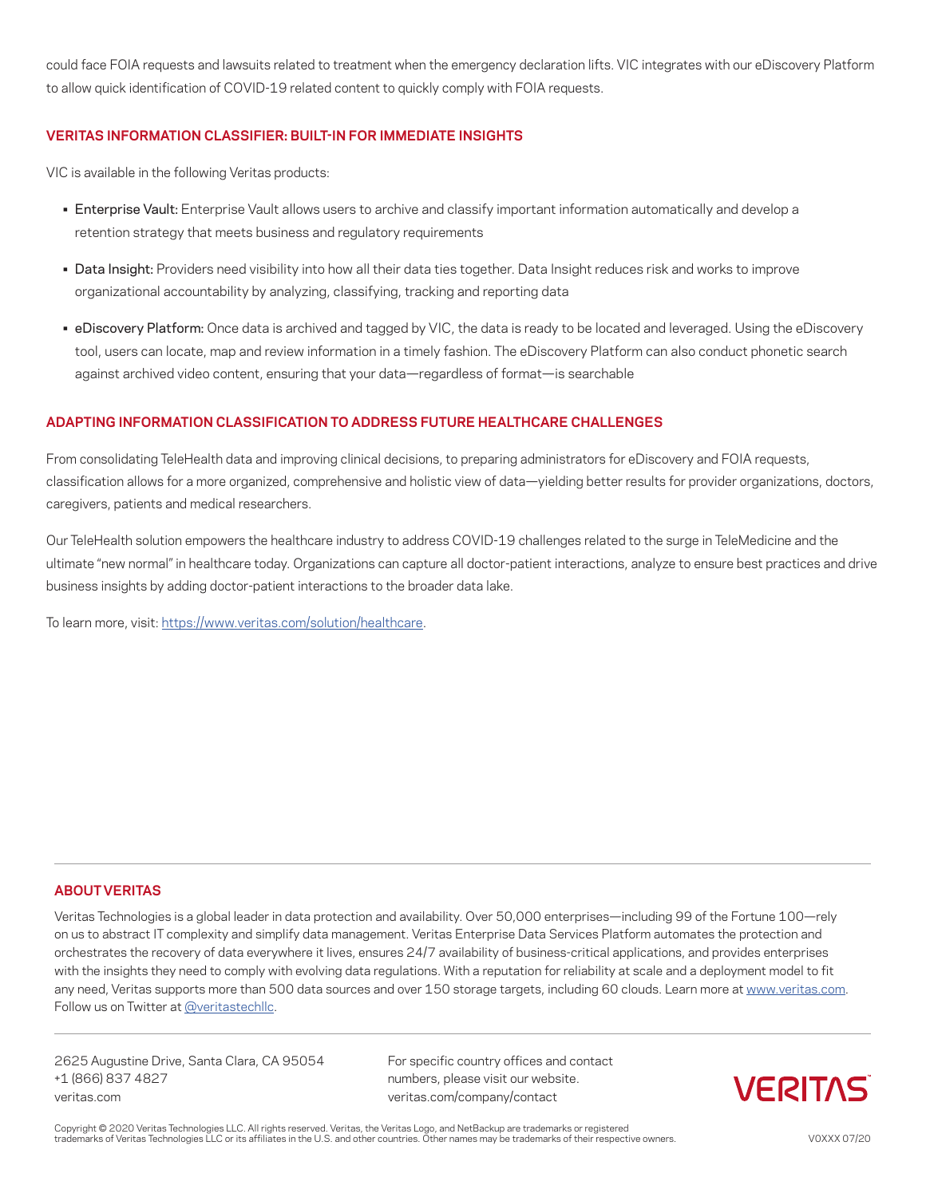could face FOIA requests and lawsuits related to treatment when the emergency declaration lifts. VIC integrates with our eDiscovery Platform to allow quick identification of COVID-19 related content to quickly comply with FOIA requests.

## VERITAS INFORMATION CLASSIFIER: BUILT-IN FOR IMMEDIATE INSIGHTS

VIC is available in the following Veritas products:

- Enterprise Vault: Enterprise Vault allows users to archive and classify important information automatically and develop a retention strategy that meets business and regulatory requirements
- Data Insight: Providers need visibility into how all their data ties together. Data Insight reduces risk and works to improve organizational accountability by analyzing, classifying, tracking and reporting data
- eDiscovery Platform: Once data is archived and tagged by VIC, the data is ready to be located and leveraged. Using the eDiscovery tool, users can locate, map and review information in a timely fashion. The eDiscovery Platform can also conduct phonetic search against archived video content, ensuring that your data—regardless of format—is searchable

## ADAPTING INFORMATION CLASSIFICATION TO ADDRESS FUTURE HEALTHCARE CHALLENGES

From consolidating TeleHealth data and improving clinical decisions, to preparing administrators for eDiscovery and FOIA requests, classification allows for a more organized, comprehensive and holistic view of data—yielding better results for provider organizations, doctors, caregivers, patients and medical researchers.

Our TeleHealth solution empowers the healthcare industry to address COVID-19 challenges related to the surge in TeleMedicine and the ultimate "new normal" in healthcare today. Organizations can capture all doctor-patient interactions, analyze to ensure best practices and drive business insights by adding doctor-patient interactions to the broader data lake.

To learn more, visit: [https://www.veritas.com/solution/healthcare](https://www.veritas.com/solution/healthcare).

---

## ABOUT VERITAS

Veritas Technologies is a global leader in data protection and availability. Over 50,000 enterprises—including 99 of the Fortune 100—rely on us to abstract IT complexity and simplify data management. Veritas Enterprise Data Services Platform automates the protection and orchestrates the recovery of data everywhere it lives, ensures 24/7 availability of business-critical applications, and provides enterprises with the insights they need to comply with evolving data regulations. With a reputation for reliability at scale and a deployment model to fit any need, Veritas supports more than 500 data sources and over 150 storage targets, including 60 clouds. Learn more at [www.veritas.com](www.veritas.com). Follow us on Twitter at [@veritastechllc](@veritastechllc).

---

2625 Augustine Drive, Santa Clara, CA 95054
+1 (866) 837 4827
veritas.com

For specific country offices and contact numbers, please visit our website.
veritas.com/company/contact

VERITAS

Copyright © 2020 Veritas Technologies LLC. All rights reserved. Veritas, the Veritas Logo, and NetBackup are trademarks or registered trademarks of Veritas Technologies LLC or its affiliates in the U.S. and other countries. Other names may be trademarks of their respective owners.

V0XXX 07/20